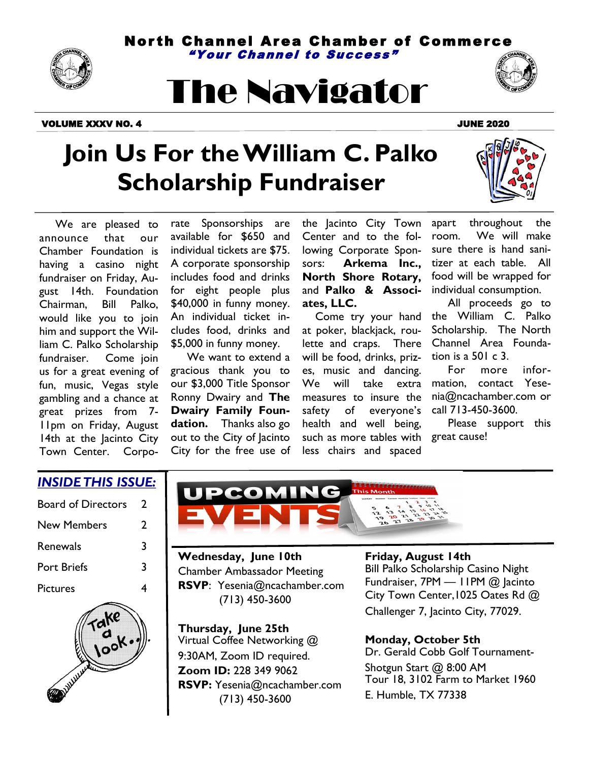**North Channel Area Chamber of Commerce**

*"Your Channel to Success"*

# The Navigator

**VOLUME XXXV NO. 4** **JUNE 2020**

## Join Us For the William C. Palko Scholarship Fundraiser

We are pleased to announce that our Chamber Foundation is having a casino night fundraiser on Friday, August 14th. Foundation Chairman, Bill Palko, would like you to join him and support the William C. Palko Scholarship fundraiser. Come join us for a great evening of fun, music, Vegas style gambling and a chance at great prizes from 7-11pm on Friday, August 14th at the Jacinto City Town Center. Corporate Sponsorships are available for $650 and individual tickets are $75. A corporate sponsorship includes food and drinks for eight people plus $40,000 in funny money. An individual ticket includes food, drinks and $5,000 in funny money.

We want to extend a gracious thank you to our $3,000 Title Sponsor Ronny Dwairy and **The Dwairy Family Foundation.** Thanks also go out to the City of Jacinto City for the free use of the Jacinto City Town Center and to the following Corporate Sponsors: **Arkema Inc., North Shore Rotary,** and **Palko & Associates, LLC.**

Come try your hand at poker, blackjack, roulette and craps. There will be food, drinks, prizes, music and dancing. We will take extra measures to insure the safety of everyone's health and well being, such as more tables with less chairs and spaced apart throughout the room. We will make sure there is hand sanitizer at each table. All food will be wrapped for individual consumption.

All proceeds go to the William C. Palko Scholarship. The North Channel Area Foundation is a 501 c 3.

For more information, contact Yesenia@ncachamber.com or call 713-450-3600.

Please support this great cause!

### *INSIDE THIS ISSUE:*

| | |
|---|---|
| Board of Directors | 2 |
| New Members | 2 |
| Renewals | 3 |
| Port Briefs | 3 |
| Pictures | 4 |

## UPCOMING EVENTS

**Wednesday, June 10th**
Chamber Ambassador Meeting
**RSVP**: Yesenia@ncachamber.com
(713) 450-3600

**Thursday, June 25th**
Virtual Coffee Networking @ 9:30AM, Zoom ID required.
**Zoom ID:** 228 349 9062
**RSVP:** Yesenia@ncachamber.com
(713) 450-3600

**Friday, August 14th**
Bill Palko Scholarship Casino Night Fundraiser, 7PM — 11PM @ Jacinto City Town Center,1025 Oates Rd @ Challenger 7, Jacinto City, 77029.

**Monday, October 5th**
Dr. Gerald Cobb Golf Tournament-
Shotgun Start @ 8:00 AM
Tour 18, 3102 Farm to Market 1960 E. Humble, TX 77338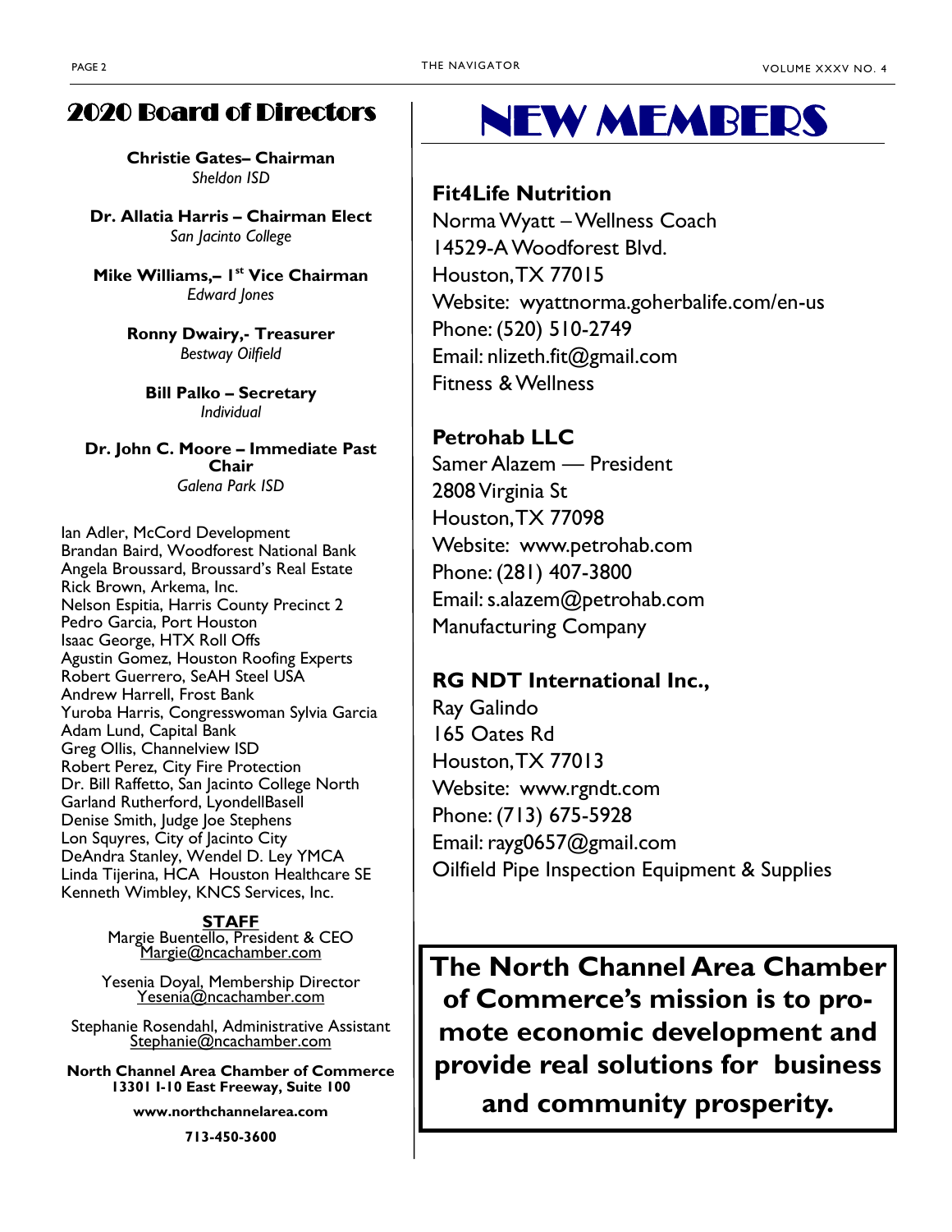## 2020 Board of Directors

**Christie Gates– Chairman**
*Sheldon ISD*

**Dr. Allatia Harris – Chairman Elect**
*San Jacinto College*

**Mike Williams,– 1st Vice Chairman**
*Edward Jones*

**Ronny Dwairy,- Treasurer**
*Bestway Oilfield*

**Bill Palko – Secretary**
*Individual*

**Dr. John C. Moore – Immediate Past Chair**
*Galena Park ISD*

Ian Adler, McCord Development
Brandan Baird, Woodforest National Bank
Angela Broussard, Broussard's Real Estate
Rick Brown, Arkema, Inc.
Nelson Espitia, Harris County Precinct 2
Pedro Garcia, Port Houston
Isaac George, HTX Roll Offs
Agustin Gomez, Houston Roofing Experts
Robert Guerrero, SeAH Steel USA
Andrew Harrell, Frost Bank
Yuroba Harris, Congresswoman Sylvia Garcia
Adam Lund, Capital Bank
Greg Ollis, Channelview ISD
Robert Perez, City Fire Protection
Dr. Bill Raffetto, San Jacinto College North
Garland Rutherford, LyondellBasell
Denise Smith, Judge Joe Stephens
Lon Squyres, City of Jacinto City
DeAndra Stanley, Wendel D. Ley YMCA
Linda Tijerina, HCA Houston Healthcare SE
Kenneth Wimbley, KNCS Services, Inc.

**STAFF**

Margie Buentello, President & CEO
Margie@ncachamber.com

Yesenia Doyal, Membership Director
Yesenia@ncachamber.com

Stephanie Rosendahl, Administrative Assistant
Stephanie@ncachamber.com

**North Channel Area Chamber of Commerce**
**13301 I-10 East Freeway, Suite 100**

**www.northchannelarea.com**

**713-450-3600**

# NEW MEMBERS

**Fit4Life Nutrition**
Norma Wyatt – Wellness Coach
14529-A Woodforest Blvd.
Houston, TX 77015
Website: wyattnorma.goherbalife.com/en-us
Phone: (520) 510-2749
Email: nlizeth.fit@gmail.com
Fitness & Wellness

**Petrohab LLC**
Samer Alazem — President
2808 Virginia St
Houston, TX 77098
Website: www.petrohab.com
Phone: (281) 407-3800
Email: s.alazem@petrohab.com
Manufacturing Company

**RG NDT International Inc.,**
Ray Galindo
165 Oates Rd
Houston, TX 77013
Website: www.rgndt.com
Phone: (713) 675-5928
Email: rayg0657@gmail.com
Oilfield Pipe Inspection Equipment & Supplies

**The North Channel Area Chamber of Commerce's mission is to promote economic development and provide real solutions for business and community prosperity.**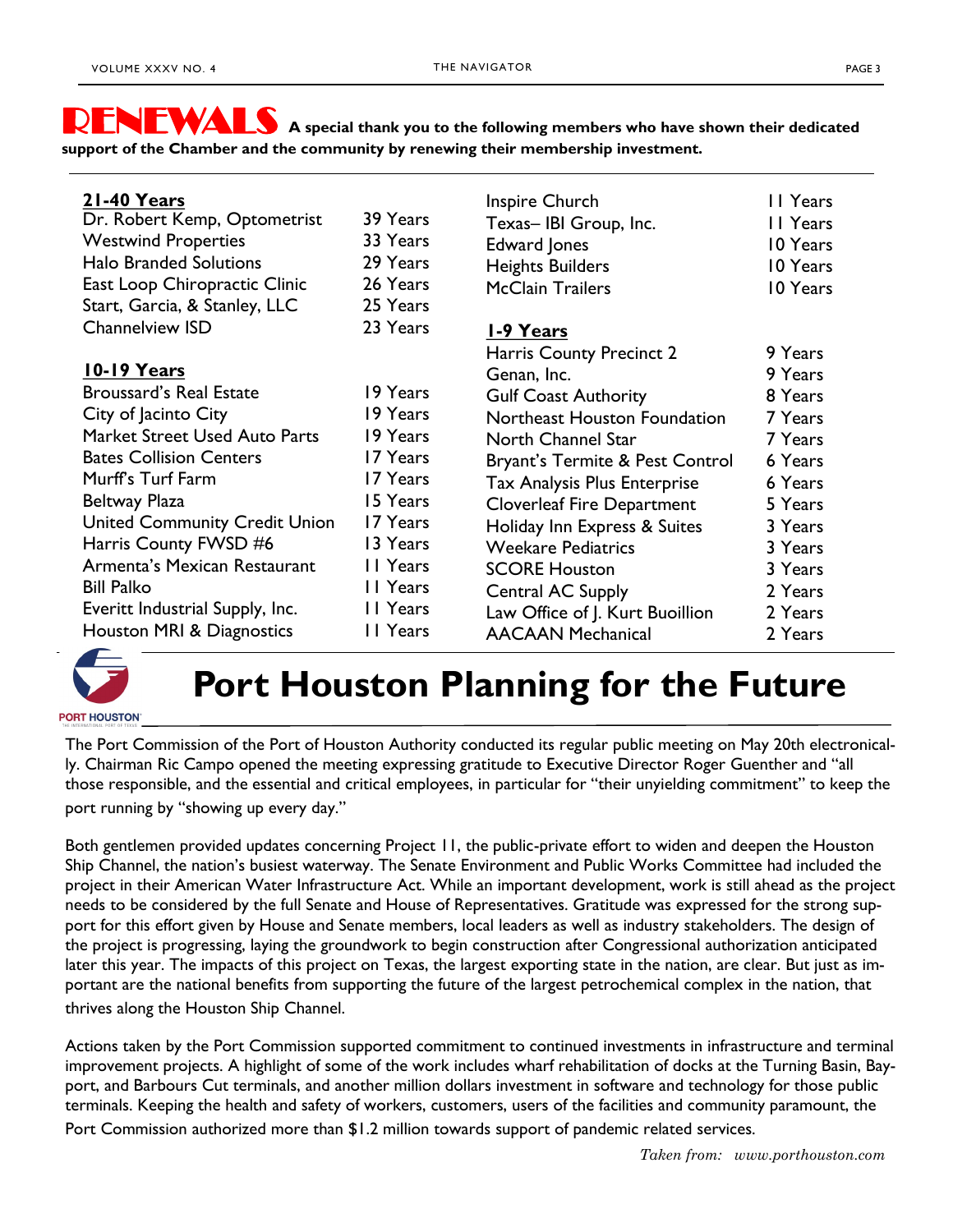# RENEWALS

**A special thank you to the following members who have shown their dedicated support of the Chamber and the community by renewing their membership investment.**

**21-40 Years**

| | |
|---|---|
| Dr. Robert Kemp, Optometrist | 39 Years |
| Westwind Properties | 33 Years |
| Halo Branded Solutions | 29 Years |
| East Loop Chiropractic Clinic | 26 Years |
| Start, Garcia, & Stanley, LLC | 25 Years |
| Channelview ISD | 23 Years |

**10-19 Years**

| | |
|---|---|
| Broussard's Real Estate | 19 Years |
| City of Jacinto City | 19 Years |
| Market Street Used Auto Parts | 19 Years |
| Bates Collision Centers | 17 Years |
| Murff's Turf Farm | 17 Years |
| Beltway Plaza | 15 Years |
| United Community Credit Union | 17 Years |
| Harris County FWSD #6 | 13 Years |
| Armenta's Mexican Restaurant | 11 Years |
| Bill Palko | 11 Years |
| Everitt Industrial Supply, Inc. | 11 Years |
| Houston MRI & Diagnostics | 11 Years |
| Inspire Church | 11 Years |
| Texas– IBI Group, Inc. | 11 Years |
| Edward Jones | 10 Years |
| Heights Builders | 10 Years |
| McClain Trailers | 10 Years |

**1-9 Years**

| | |
|---|---|
| Harris County Precinct 2 | 9 Years |
| Genan, Inc. | 9 Years |
| Gulf Coast Authority | 8 Years |
| Northeast Houston Foundation | 7 Years |
| North Channel Star | 7 Years |
| Bryant's Termite & Pest Control | 6 Years |
| Tax Analysis Plus Enterprise | 6 Years |
| Cloverleaf Fire Department | 5 Years |
| Holiday Inn Express & Suites | 3 Years |
| Weekare Pediatrics | 3 Years |
| SCORE Houston | 3 Years |
| Central AC Supply | 2 Years |
| Law Office of J. Kurt Buoillion | 2 Years |
| AACAAN Mechanical | 2 Years |

# Port Houston Planning for the Future

The Port Commission of the Port of Houston Authority conducted its regular public meeting on May 20th electronically. Chairman Ric Campo opened the meeting expressing gratitude to Executive Director Roger Guenther and "all those responsible, and the essential and critical employees, in particular for "their unyielding commitment" to keep the port running by "showing up every day."

Both gentlemen provided updates concerning Project 11, the public-private effort to widen and deepen the Houston Ship Channel, the nation's busiest waterway. The Senate Environment and Public Works Committee had included the project in their American Water Infrastructure Act. While an important development, work is still ahead as the project needs to be considered by the full Senate and House of Representatives. Gratitude was expressed for the strong support for this effort given by House and Senate members, local leaders as well as industry stakeholders. The design of the project is progressing, laying the groundwork to begin construction after Congressional authorization anticipated later this year. The impacts of this project on Texas, the largest exporting state in the nation, are clear. But just as important are the national benefits from supporting the future of the largest petrochemical complex in the nation, that thrives along the Houston Ship Channel.

Actions taken by the Port Commission supported commitment to continued investments in infrastructure and terminal improvement projects. A highlight of some of the work includes wharf rehabilitation of docks at the Turning Basin, Bayport, and Barbours Cut terminals, and another million dollars investment in software and technology for those public terminals. Keeping the health and safety of workers, customers, users of the facilities and community paramount, the Port Commission authorized more than $1.2 million towards support of pandemic related services.

*Taken from: www.porthouston.com*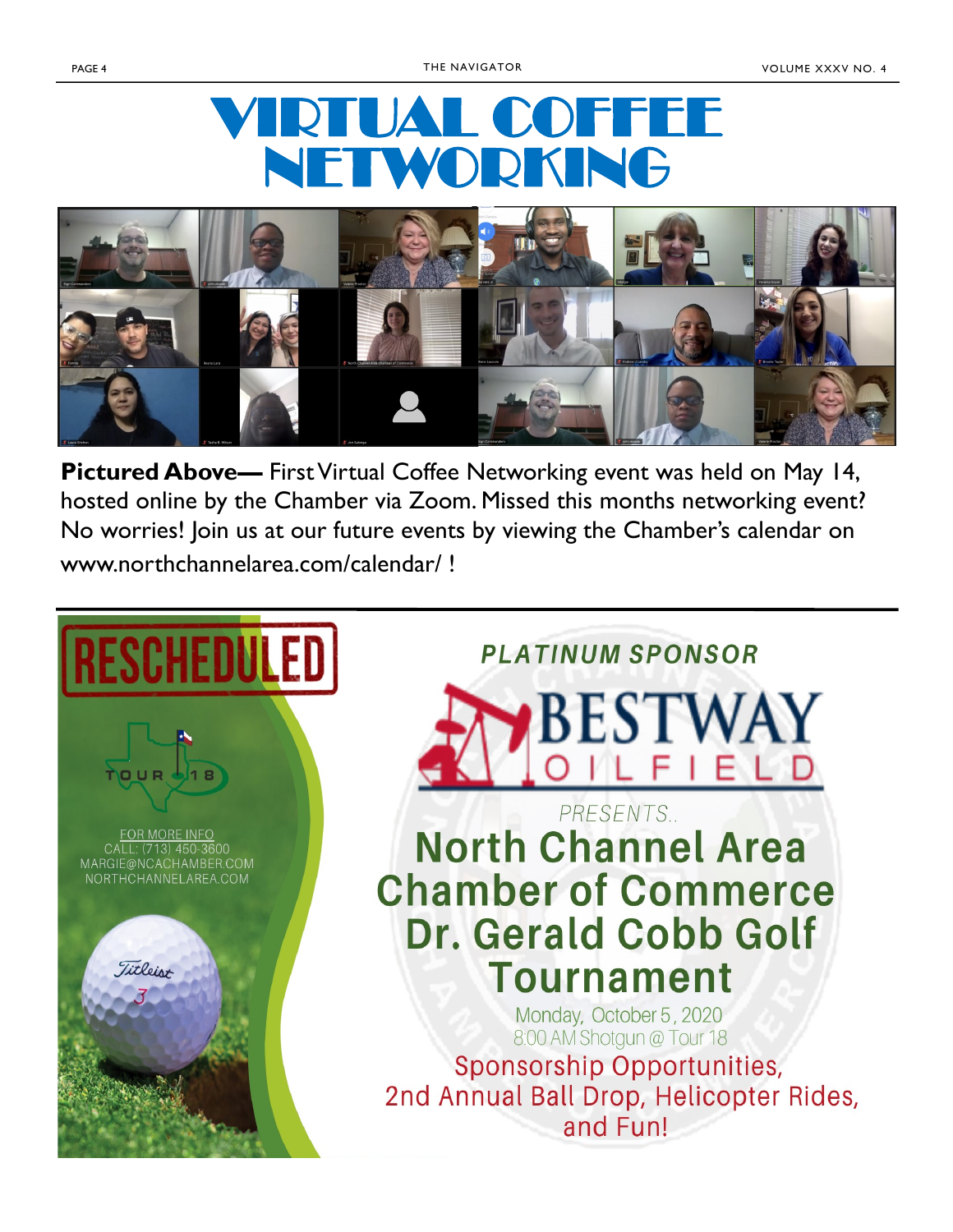# VIRTUAL COFFEE NETWORKING

**Pictured Above—** First Virtual Coffee Networking event was held on May 14, hosted online by the Chamber via Zoom. Missed this months networking event? No worries! Join us at our future events by viewing the Chamber's calendar on www.northchannelarea.com/calendar/ !

RESCHEDULED

TOUR 18

FOR MORE INFO
CALL: (713) 450-3600
MARGIE@NCACHAMBER.COM
NORTHCHANNELAREA.COM

PLATINUM SPONSOR

BESTWAY OILFIELD

PRESENTS..

## North Channel Area Chamber of Commerce Dr. Gerald Cobb Golf Tournament

Monday, October 5, 2020
8:00 AM Shotgun @ Tour 18

Sponsorship Opportunities,
2nd Annual Ball Drop, Helicopter Rides,
and Fun!